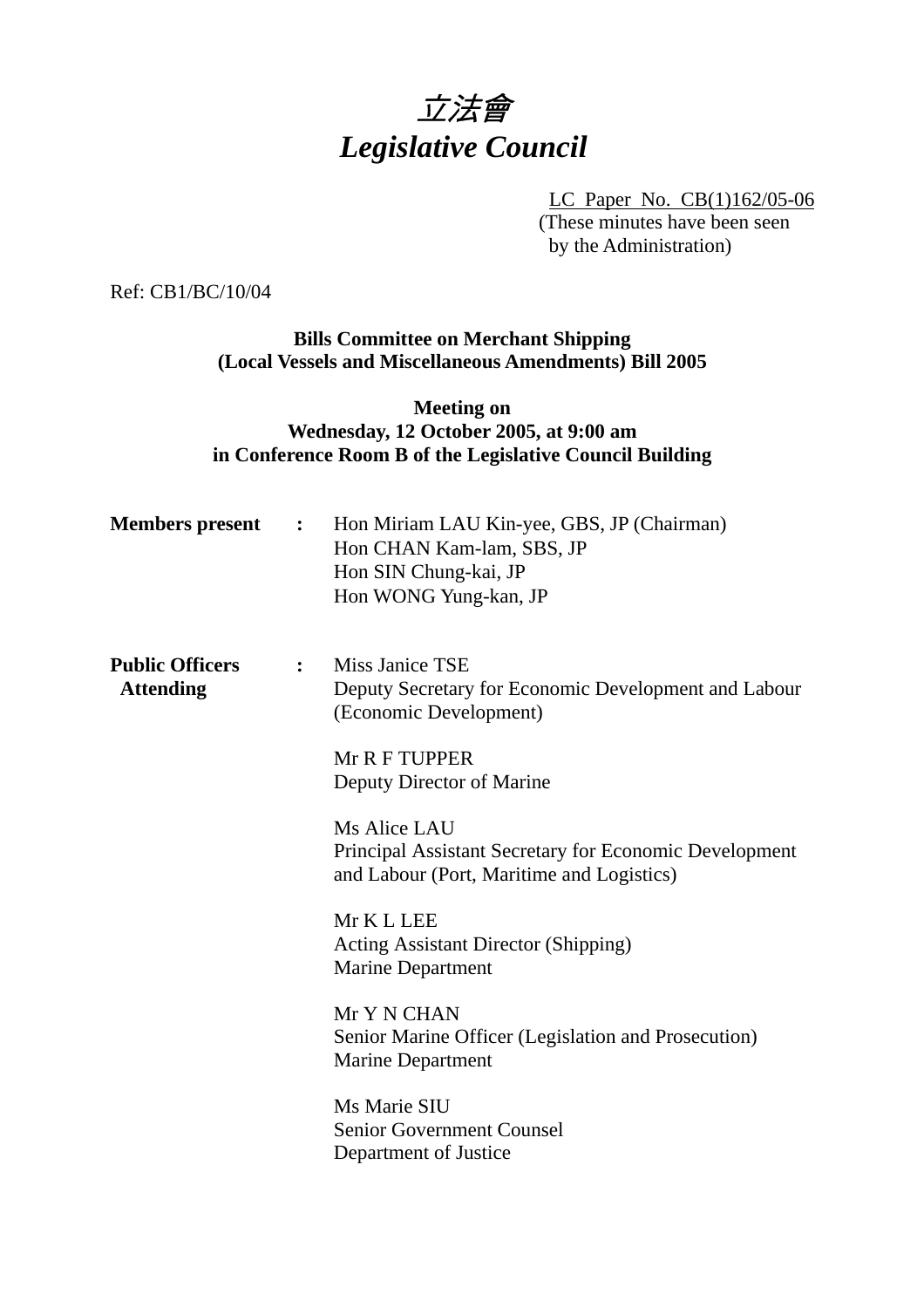# *立法會*
# *Legislative Council*

LC Paper No. CB(1)162/05-06
(These minutes have been seen by the Administration)

Ref: CB1/BC/10/04

**Bills Committee on Merchant Shipping (Local Vessels and Miscellaneous Amendments) Bill 2005**

**Meeting on Wednesday, 12 October 2005, at 9:00 am in Conference Room B of the Legislative Council Building**

**Members present** : Hon Miriam LAU Kin-yee, GBS, JP (Chairman)
Hon CHAN Kam-lam, SBS, JP
Hon SIN Chung-kai, JP
Hon WONG Yung-kan, JP

**Public Officers Attending** : Miss Janice TSE
Deputy Secretary for Economic Development and Labour (Economic Development)

Mr R F TUPPER
Deputy Director of Marine

Ms Alice LAU
Principal Assistant Secretary for Economic Development and Labour (Port, Maritime and Logistics)

Mr K L LEE
Acting Assistant Director (Shipping)
Marine Department

Mr Y N CHAN
Senior Marine Officer (Legislation and Prosecution)
Marine Department

Ms Marie SIU
Senior Government Counsel
Department of Justice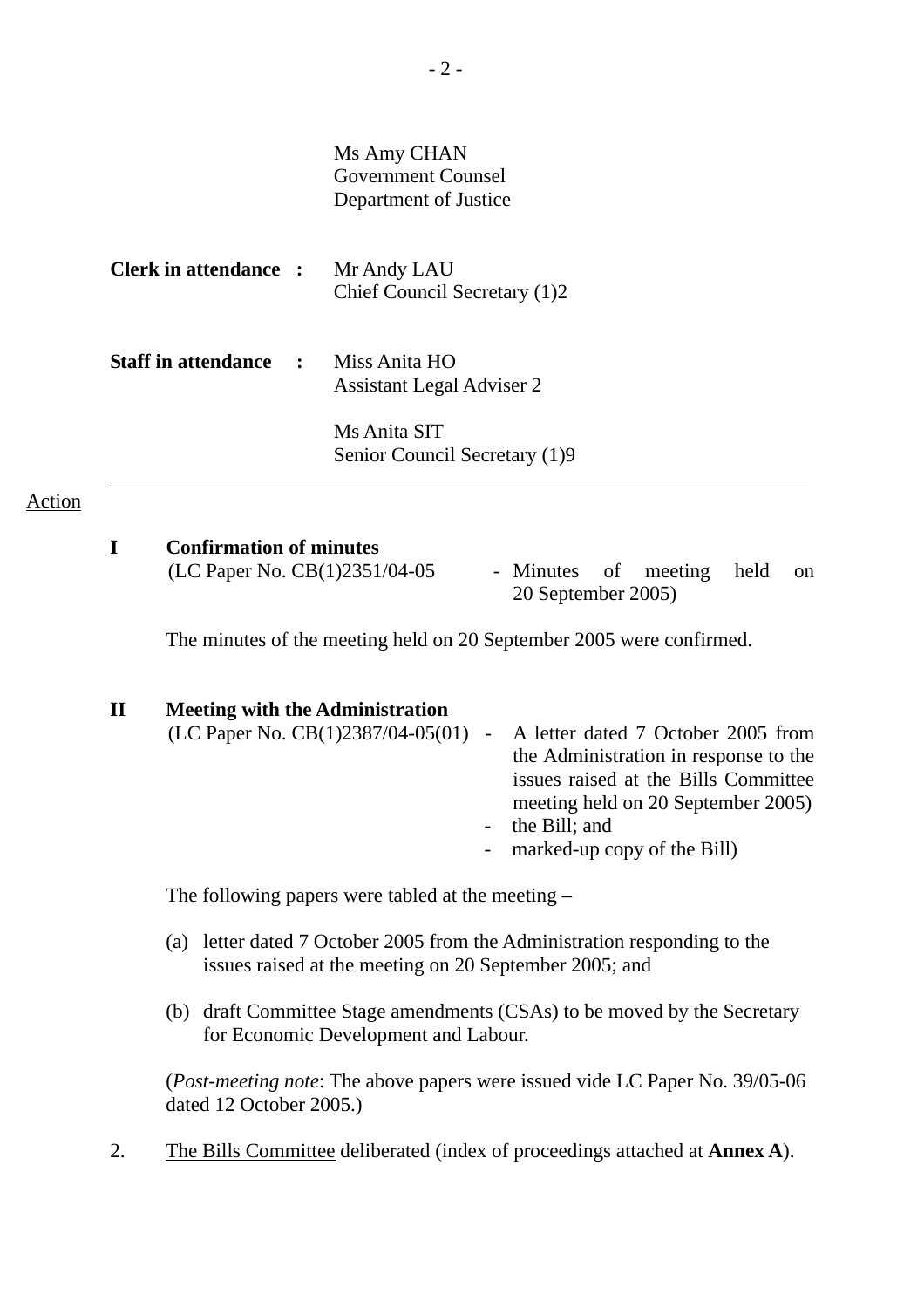Ms Amy CHAN
Government Counsel
Department of Justice

**Clerk in attendance :** Mr Andy LAU
Chief Council Secretary (1)2

**Staff in attendance :** Miss Anita HO
Assistant Legal Adviser 2

Ms Anita SIT
Senior Council Secretary (1)9

---

Action

**I Confirmation of minutes**

(LC Paper No. CB(1)2351/04-05 - Minutes of meeting held on 20 September 2005)

The minutes of the meeting held on 20 September 2005 were confirmed.

**II Meeting with the Administration**

(LC Paper No. CB(1)2387/04-05(01) - A letter dated 7 October 2005 from the Administration in response to the issues raised at the Bills Committee meeting held on 20 September 2005)
- the Bill; and
- marked-up copy of the Bill)

The following papers were tabled at the meeting –

(a) letter dated 7 October 2005 from the Administration responding to the issues raised at the meeting on 20 September 2005; and

(b) draft Committee Stage amendments (CSAs) to be moved by the Secretary for Economic Development and Labour.

(*Post-meeting note*: The above papers were issued vide LC Paper No. 39/05-06 dated 12 October 2005.)

2. The Bills Committee deliberated (index of proceedings attached at **Annex A**).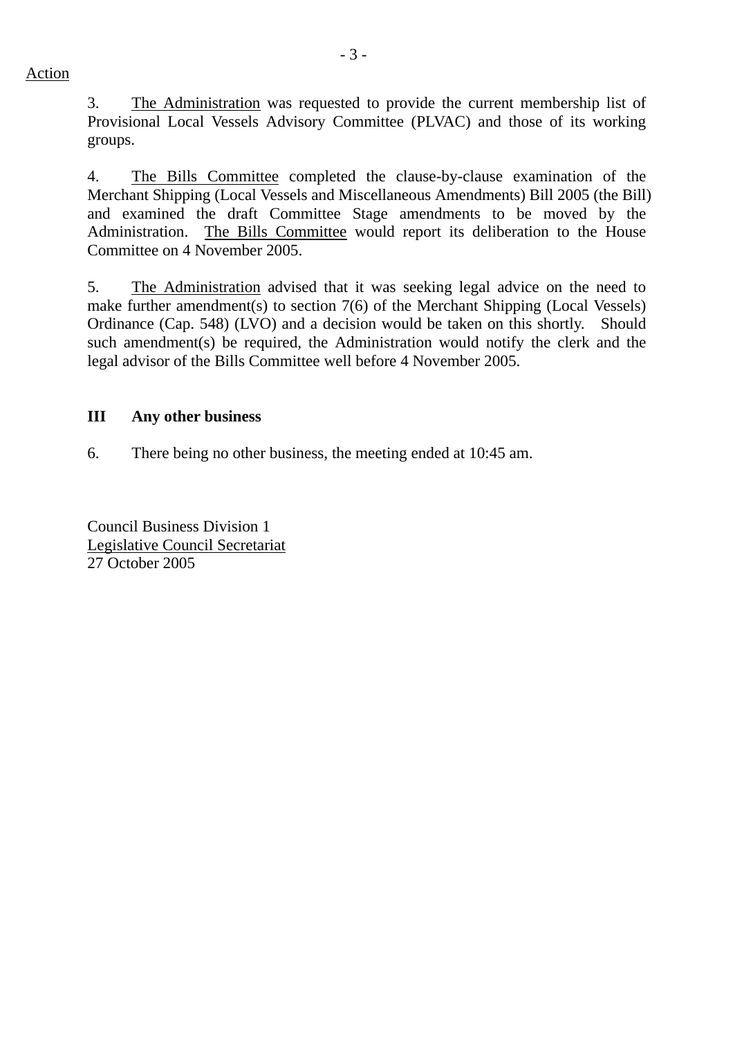Action

3. The Administration was requested to provide the current membership list of Provisional Local Vessels Advisory Committee (PLVAC) and those of its working groups.

4. The Bills Committee completed the clause-by-clause examination of the Merchant Shipping (Local Vessels and Miscellaneous Amendments) Bill 2005 (the Bill) and examined the draft Committee Stage amendments to be moved by the Administration. The Bills Committee would report its deliberation to the House Committee on 4 November 2005.

5. The Administration advised that it was seeking legal advice on the need to make further amendment(s) to section 7(6) of the Merchant Shipping (Local Vessels) Ordinance (Cap. 548) (LVO) and a decision would be taken on this shortly. Should such amendment(s) be required, the Administration would notify the clerk and the legal advisor of the Bills Committee well before 4 November 2005.

### III Any other business

6. There being no other business, the meeting ended at 10:45 am.

Council Business Division 1
Legislative Council Secretariat
27 October 2005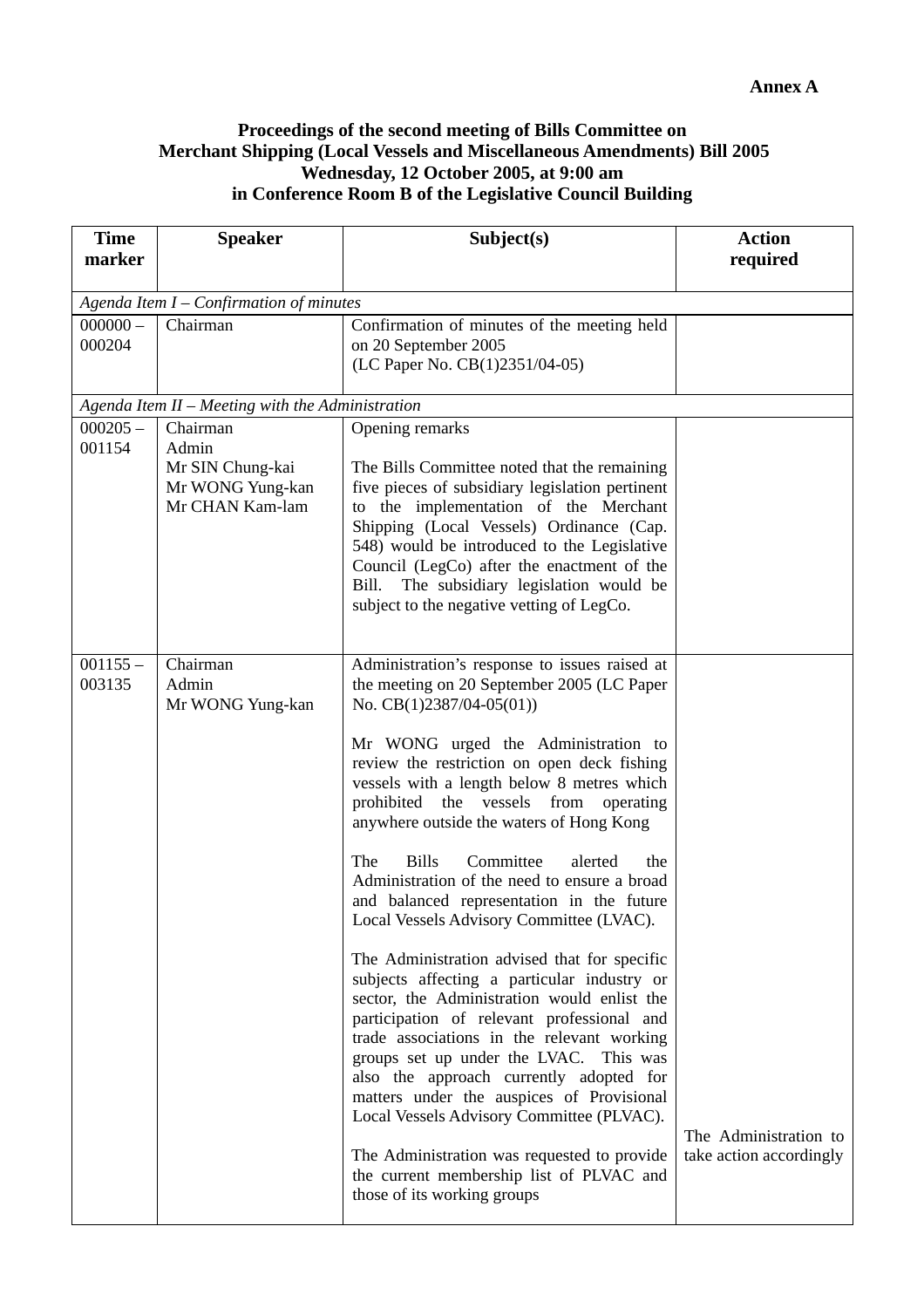**Annex A**

**Proceedings of the second meeting of Bills Committee on Merchant Shipping (Local Vessels and Miscellaneous Amendments) Bill 2005 Wednesday, 12 October 2005, at 9:00 am in Conference Room B of the Legislative Council Building**

| Time marker | Speaker | Subject(s) | Action required |
|---|---|---|---|
| *Agenda Item I – Confirmation of minutes* | | | |
| 000000 – 000204 | Chairman | Confirmation of minutes of the meeting held on 20 September 2005 (LC Paper No. CB(1)2351/04-05) | |
| *Agenda Item II – Meeting with the Administration* | | | |
| 000205 – 001154 | Chairman<br>Admin<br>Mr SIN Chung-kai<br>Mr WONG Yung-kan<br>Mr CHAN Kam-lam | Opening remarks<br><br>The Bills Committee noted that the remaining five pieces of subsidiary legislation pertinent to the implementation of the Merchant Shipping (Local Vessels) Ordinance (Cap. 548) would be introduced to the Legislative Council (LegCo) after the enactment of the Bill. The subsidiary legislation would be subject to the negative vetting of LegCo. | |
| 001155 – 003135 | Chairman<br>Admin<br>Mr WONG Yung-kan | Administration's response to issues raised at the meeting on 20 September 2005 (LC Paper No. CB(1)2387/04-05(01))<br><br>Mr WONG urged the Administration to review the restriction on open deck fishing vessels with a length below 8 metres which prohibited the vessels from operating anywhere outside the waters of Hong Kong<br><br>The Bills Committee alerted the Administration of the need to ensure a broad and balanced representation in the future Local Vessels Advisory Committee (LVAC).<br><br>The Administration advised that for specific subjects affecting a particular industry or sector, the Administration would enlist the participation of relevant professional and trade associations in the relevant working groups set up under the LVAC. This was also the approach currently adopted for matters under the auspices of Provisional Local Vessels Advisory Committee (PLVAC).<br><br>The Administration was requested to provide the current membership list of PLVAC and those of its working groups | The Administration to take action accordingly |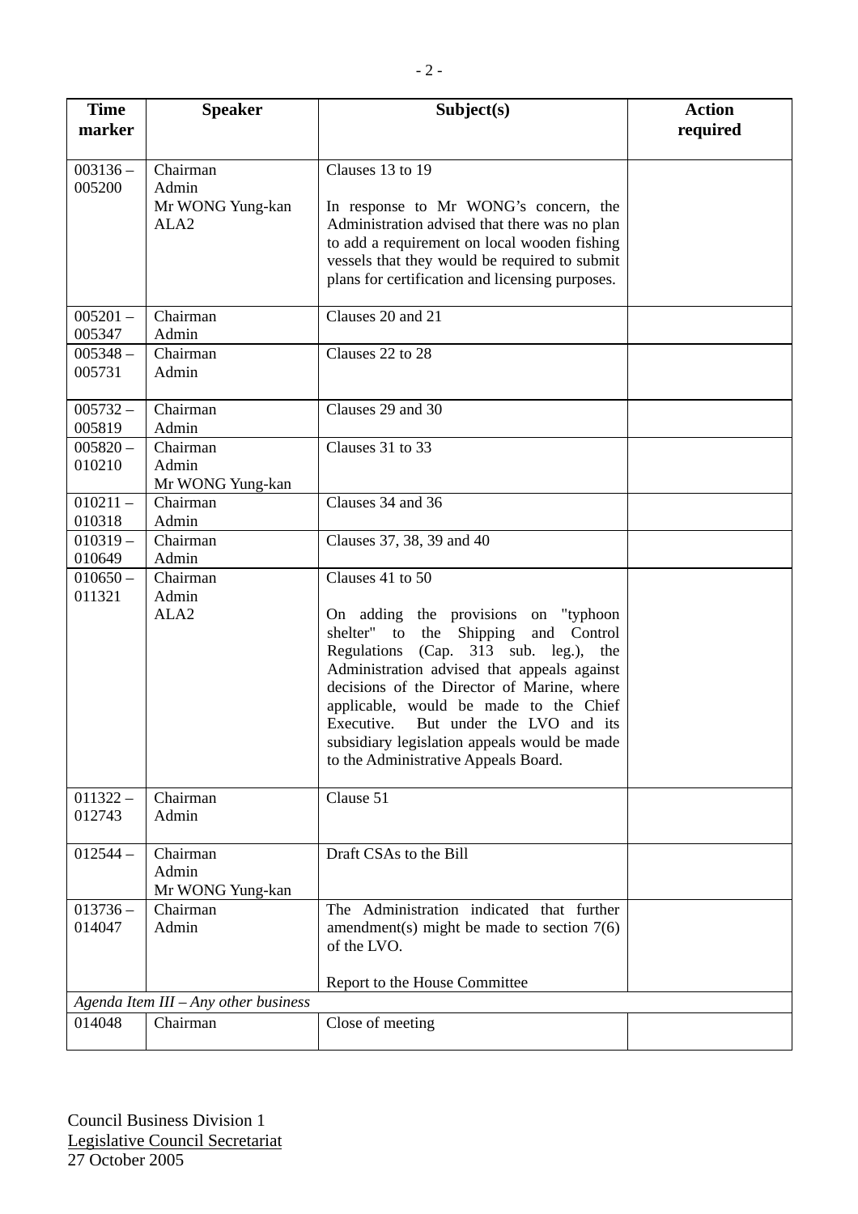| Time marker | Speaker | Subject(s) | Action required |
|---|---|---|---|
| 003136 – 005200 | Chairman<br>Admin<br>Mr WONG Yung-kan<br>ALA2 | Clauses 13 to 19<br><br>In response to Mr WONG's concern, the Administration advised that there was no plan to add a requirement on local wooden fishing vessels that they would be required to submit plans for certification and licensing purposes. | |
| 005201 – 005347 | Chairman<br>Admin | Clauses 20 and 21 | |
| 005348 – 005731 | Chairman<br>Admin | Clauses 22 to 28 | |
| 005732 – 005819 | Chairman<br>Admin | Clauses 29 and 30 | |
| 005820 – 010210 | Chairman<br>Admin<br>Mr WONG Yung-kan | Clauses 31 to 33 | |
| 010211 – 010318 | Chairman<br>Admin | Clauses 34 and 36 | |
| 010319 – 010649 | Chairman<br>Admin | Clauses 37, 38, 39 and 40 | |
| 010650 – 011321 | Chairman<br>Admin<br>ALA2 | Clauses 41 to 50<br><br>On adding the provisions on "typhoon shelter" to the Shipping and Control Regulations (Cap. 313 sub. leg.), the Administration advised that appeals against decisions of the Director of Marine, where applicable, would be made to the Chief Executive. But under the LVO and its subsidiary legislation appeals would be made to the Administrative Appeals Board. | |
| 011322 – 012743 | Chairman<br>Admin | Clause 51 | |
| 012544 – | Chairman<br>Admin<br>Mr WONG Yung-kan | Draft CSAs to the Bill | |
| 013736 – 014047 | Chairman<br>Admin | The Administration indicated that further amendment(s) might be made to section 7(6) of the LVO.<br><br>Report to the House Committee | |
| *Agenda Item III – Any other business* | | | |
| 014048 | Chairman | Close of meeting | |

Council Business Division 1
Legislative Council Secretariat
27 October 2005